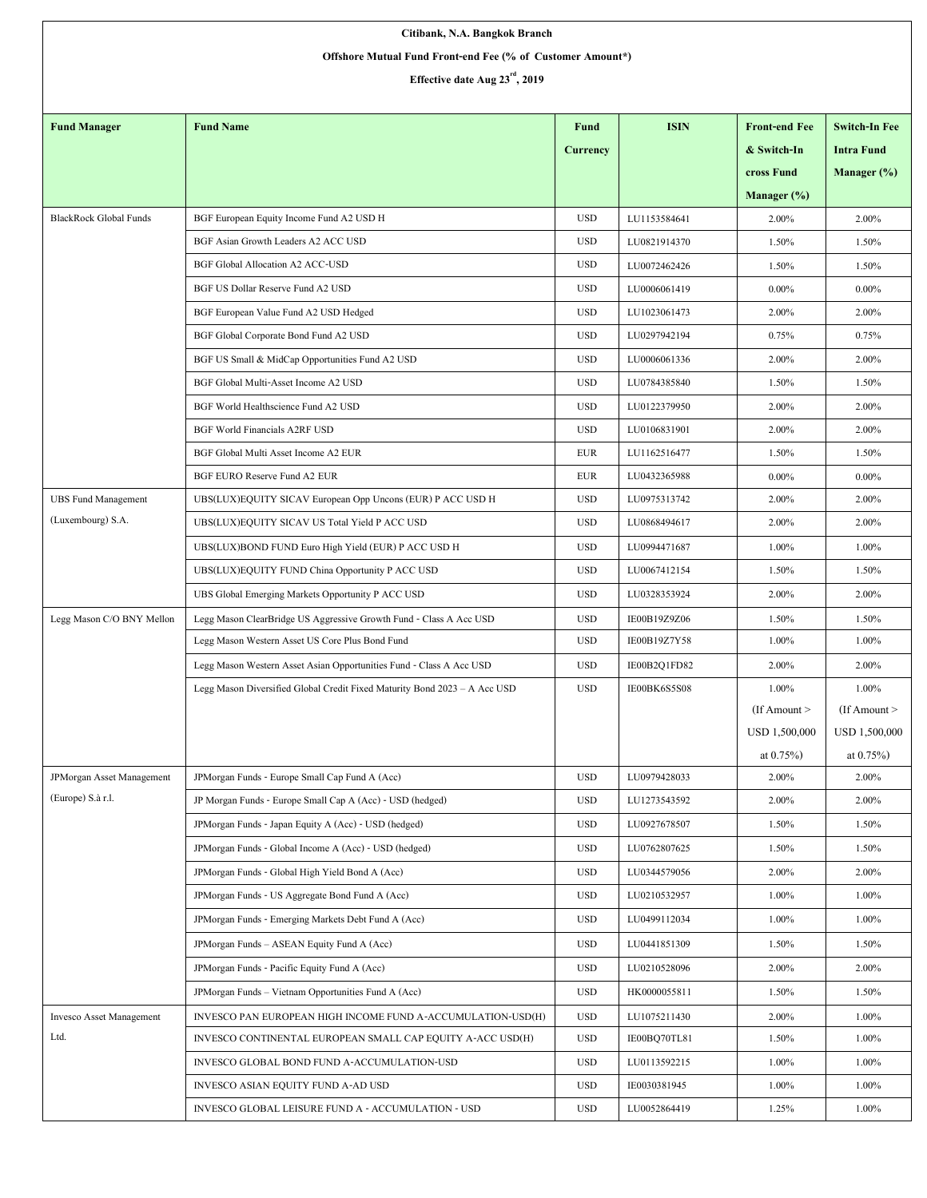**Citibank, N.A. Bangkok Branch**

**Offshore Mutual Fund Front-end Fee (% of Customer Amount*)**

**Effective date Aug 23rd, 2019**

| Fund Manager | Fund Name | Fund Currency | ISIN | Front-end Fee & Switch-In cross Fund Manager (%) | Switch-In Fee Intra Fund Manager (%) |
|---|---|---|---|---|---|
| BlackRock Global Funds | BGF European Equity Income Fund A2 USD H | USD | LU1153584641 | 2.00% | 2.00% |
| | BGF Asian Growth Leaders A2 ACC USD | USD | LU0821914370 | 1.50% | 1.50% |
| | BGF Global Allocation A2 ACC-USD | USD | LU0072462426 | 1.50% | 1.50% |
| | BGF US Dollar Reserve Fund A2 USD | USD | LU0006061419 | 0.00% | 0.00% |
| | BGF European Value Fund A2 USD Hedged | USD | LU1023061473 | 2.00% | 2.00% |
| | BGF Global Corporate Bond Fund A2 USD | USD | LU0297942194 | 0.75% | 0.75% |
| | BGF US Small & MidCap Opportunities Fund A2 USD | USD | LU0006061336 | 2.00% | 2.00% |
| | BGF Global Multi-Asset Income A2 USD | USD | LU0784385840 | 1.50% | 1.50% |
| | BGF World Healthscience Fund A2 USD | USD | LU0122379950 | 2.00% | 2.00% |
| | BGF World Financials A2RF USD | USD | LU0106831901 | 2.00% | 2.00% |
| | BGF Global Multi Asset Income A2 EUR | EUR | LU1162516477 | 1.50% | 1.50% |
| | BGF EURO Reserve Fund A2 EUR | EUR | LU0432365988 | 0.00% | 0.00% |
| UBS Fund Management (Luxembourg) S.A. | UBS(LUX)EQUITY SICAV European Opp Uncons (EUR) P ACC USD H | USD | LU0975313742 | 2.00% | 2.00% |
| | UBS(LUX)EQUITY SICAV US Total Yield P ACC USD | USD | LU0868494617 | 2.00% | 2.00% |
| | UBS(LUX)BOND FUND Euro High Yield (EUR) P ACC USD H | USD | LU0994471687 | 1.00% | 1.00% |
| | UBS(LUX)EQUITY FUND China Opportunity P ACC USD | USD | LU0067412154 | 1.50% | 1.50% |
| | UBS Global Emerging Markets Opportunity P ACC USD | USD | LU0328353924 | 2.00% | 2.00% |
| Legg Mason C/O BNY Mellon | Legg Mason ClearBridge US Aggressive Growth Fund - Class A Acc USD | USD | IE00B19Z9Z06 | 1.50% | 1.50% |
| | Legg Mason Western Asset US Core Plus Bond Fund | USD | IE00B19Z7Y58 | 1.00% | 1.00% |
| | Legg Mason Western Asset Asian Opportunities Fund - Class A Acc USD | USD | IE00B2Q1FD82 | 2.00% | 2.00% |
| | Legg Mason Diversified Global Credit Fixed Maturity Bond 2023 – A Acc USD | USD | IE00BK6S5S08 | 1.00% (If Amount > USD 1,500,000 at 0.75%) | 1.00% (If Amount > USD 1,500,000 at 0.75%) |
| JPMorgan Asset Management (Europe) S.à r.l. | JPMorgan Funds - Europe Small Cap Fund A (Acc) | USD | LU0979428033 | 2.00% | 2.00% |
| | JP Morgan Funds - Europe Small Cap A (Acc) - USD (hedged) | USD | LU1273543592 | 2.00% | 2.00% |
| | JPMorgan Funds - Japan Equity A (Acc) - USD (hedged) | USD | LU0927678507 | 1.50% | 1.50% |
| | JPMorgan Funds - Global Income A (Acc) - USD (hedged) | USD | LU0762807625 | 1.50% | 1.50% |
| | JPMorgan Funds - Global High Yield Bond A (Acc) | USD | LU0344579056 | 2.00% | 2.00% |
| | JPMorgan Funds - US Aggregate Bond Fund A (Acc) | USD | LU0210532957 | 1.00% | 1.00% |
| | JPMorgan Funds - Emerging Markets Debt Fund A (Acc) | USD | LU0499112034 | 1.00% | 1.00% |
| | JPMorgan Funds – ASEAN Equity Fund A (Acc) | USD | LU0441851309 | 1.50% | 1.50% |
| | JPMorgan Funds - Pacific Equity Fund A (Acc) | USD | LU0210528096 | 2.00% | 2.00% |
| | JPMorgan Funds – Vietnam Opportunities Fund A (Acc) | USD | HK0000055811 | 1.50% | 1.50% |
| Invesco Asset Management Ltd. | INVESCO PAN EUROPEAN HIGH INCOME FUND A-ACCUMULATION-USD(H) | USD | LU1075211430 | 2.00% | 1.00% |
| | INVESCO CONTINENTAL EUROPEAN SMALL CAP EQUITY A-ACC USD(H) | USD | IE00BQ70TL81 | 1.50% | 1.00% |
| | INVESCO GLOBAL BOND FUND A-ACCUMULATION-USD | USD | LU0113592215 | 1.00% | 1.00% |
| | INVESCO ASIAN EQUITY FUND A-AD USD | USD | IE0030381945 | 1.00% | 1.00% |
| | INVESCO GLOBAL LEISURE FUND A - ACCUMULATION - USD | USD | LU0052864419 | 1.25% | 1.00% |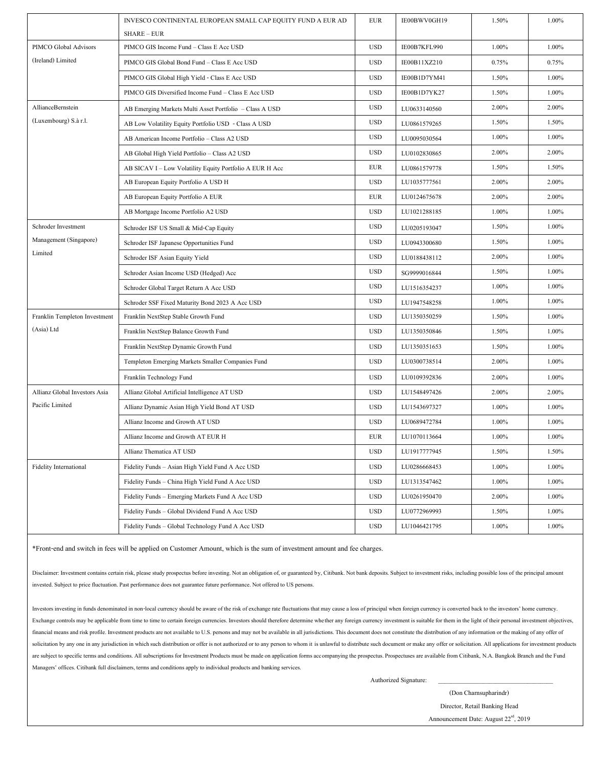| | | | | | |
|---|---|---|---|---|---|
| | INVESCO CONTINENTAL EUROPEAN SMALL CAP EQUITY FUND A EUR AD SHARE – EUR | EUR | IE00BWV0GH19 | 1.50% | 1.00% |
| PIMCO Global Advisors (Ireland) Limited | PIMCO GIS Income Fund – Class E Acc USD | USD | IE00B7KFL990 | 1.00% | 1.00% |
| | PIMCO GIS Global Bond Fund – Class E Acc USD | USD | IE00B11XZ210 | 0.75% | 0.75% |
| | PIMCO GIS Global High Yield - Class E Acc USD | USD | IE00B1D7YM41 | 1.50% | 1.00% |
| | PIMCO GIS Diversified Income Fund – Class E Acc USD | USD | IE00B1D7YK27 | 1.50% | 1.00% |
| AllianceBernstein (Luxembourg) S.à r.l. | AB Emerging Markets Multi Asset Portfolio – Class A USD | USD | LU0633140560 | 2.00% | 2.00% |
| | AB Low Volatility Equity Portfolio USD - Class A USD | USD | LU0861579265 | 1.50% | 1.50% |
| | AB American Income Portfolio – Class A2 USD | USD | LU0095030564 | 1.00% | 1.00% |
| | AB Global High Yield Portfolio – Class A2 USD | USD | LU0102830865 | 2.00% | 2.00% |
| | AB SICAV I – Low Volatility Equity Portfolio A EUR H Acc | EUR | LU0861579778 | 1.50% | 1.50% |
| | AB European Equity Portfolio A USD H | USD | LU1035777561 | 2.00% | 2.00% |
| | AB European Equity Portfolio A EUR | EUR | LU0124675678 | 2.00% | 2.00% |
| | AB Mortgage Income Portfolio A2 USD | USD | LU1021288185 | 1.00% | 1.00% |
| Schroder Investment Management (Singapore) Limited | Schroder ISF US Small & Mid-Cap Equity | USD | LU0205193047 | 1.50% | 1.00% |
| | Schroder ISF Japanese Opportunities Fund | USD | LU0943300680 | 1.50% | 1.00% |
| | Schroder ISF Asian Equity Yield | USD | LU0188438112 | 2.00% | 1.00% |
| | Schroder Asian Income USD (Hedged) Acc | USD | SG9999016844 | 1.50% | 1.00% |
| | Schroder Global Target Return A Acc USD | USD | LU1516354237 | 1.00% | 1.00% |
| | Schroder SSF Fixed Maturity Bond 2023 A Acc USD | USD | LU1947548258 | 1.00% | 1.00% |
| Franklin Templeton Investment (Asia) Ltd | Franklin NextStep Stable Growth Fund | USD | LU1350350259 | 1.50% | 1.00% |
| | Franklin NextStep Balance Growth Fund | USD | LU1350350846 | 1.50% | 1.00% |
| | Franklin NextStep Dynamic Growth Fund | USD | LU1350351653 | 1.50% | 1.00% |
| | Templeton Emerging Markets Smaller Companies Fund | USD | LU0300738514 | 2.00% | 1.00% |
| | Franklin Technology Fund | USD | LU0109392836 | 2.00% | 1.00% |
| Allianz Global Investors Asia Pacific Limited | Allianz Global Artificial Intelligence AT USD | USD | LU1548497426 | 2.00% | 2.00% |
| | Allianz Dynamic Asian High Yield Bond AT USD | USD | LU1543697327 | 1.00% | 1.00% |
| | Allianz Income and Growth AT USD | USD | LU0689472784 | 1.00% | 1.00% |
| | Allianz Income and Growth AT EUR H | EUR | LU1070113664 | 1.00% | 1.00% |
| | Allianz Thematica AT USD | USD | LU1917777945 | 1.50% | 1.50% |
| Fidelity International | Fidelity Funds – Asian High Yield Fund A Acc USD | USD | LU0286668453 | 1.00% | 1.00% |
| | Fidelity Funds – China High Yield Fund A Acc USD | USD | LU1313547462 | 1.00% | 1.00% |
| | Fidelity Funds – Emerging Markets Fund A Acc USD | USD | LU0261950470 | 2.00% | 1.00% |
| | Fidelity Funds – Global Dividend Fund A Acc USD | USD | LU0772969993 | 1.50% | 1.00% |
| | Fidelity Funds – Global Technology Fund A Acc USD | USD | LU1046421795 | 1.00% | 1.00% |

*Front-end and switch in fees will be applied on Customer Amount, which is the sum of investment amount and fee charges.

Disclaimer: Investment contains certain risk, please study prospectus before investing. Not an obligation of, or guaranteed by, Citibank. Not bank deposits. Subject to investment risks, including possible loss of the principal amount invested. Subject to price fluctuation. Past performance does not guarantee future performance. Not offered to US persons.

Investors investing in funds denominated in non-local currency should be aware of the risk of exchange rate fluctuations that may cause a loss of principal when foreign currency is converted back to the investors' home currency. Exchange controls may be applicable from time to time to certain foreign currencies. Investors should therefore determine whether any foreign currency investment is suitable for them in the light of their personal investment objectives, financial means and risk profile. Investment products are not available to U.S. persons and may not be available in all jurisdictions. This document does not constitute the distribution of any information or the making of any offer of solicitation by any one in any jurisdiction in which such distribution or offer is not authorized or to any person to whom it is unlawful to distribute such document or make any offer or solicitation. All applications for investment products are subject to specific terms and conditions. All subscriptions for Investment Products must be made on application forms accompanying the prospectus. Prospectuses are available from Citibank, N.A. Bangkok Branch and the Fund Managers' offices. Citibank full disclaimers, terms and conditions apply to individual products and banking services.

Authorized Signature: ______________________________

(Don Charnsupharindr)

Director, Retail Banking Head

Announcement Date: August 22nd, 2019